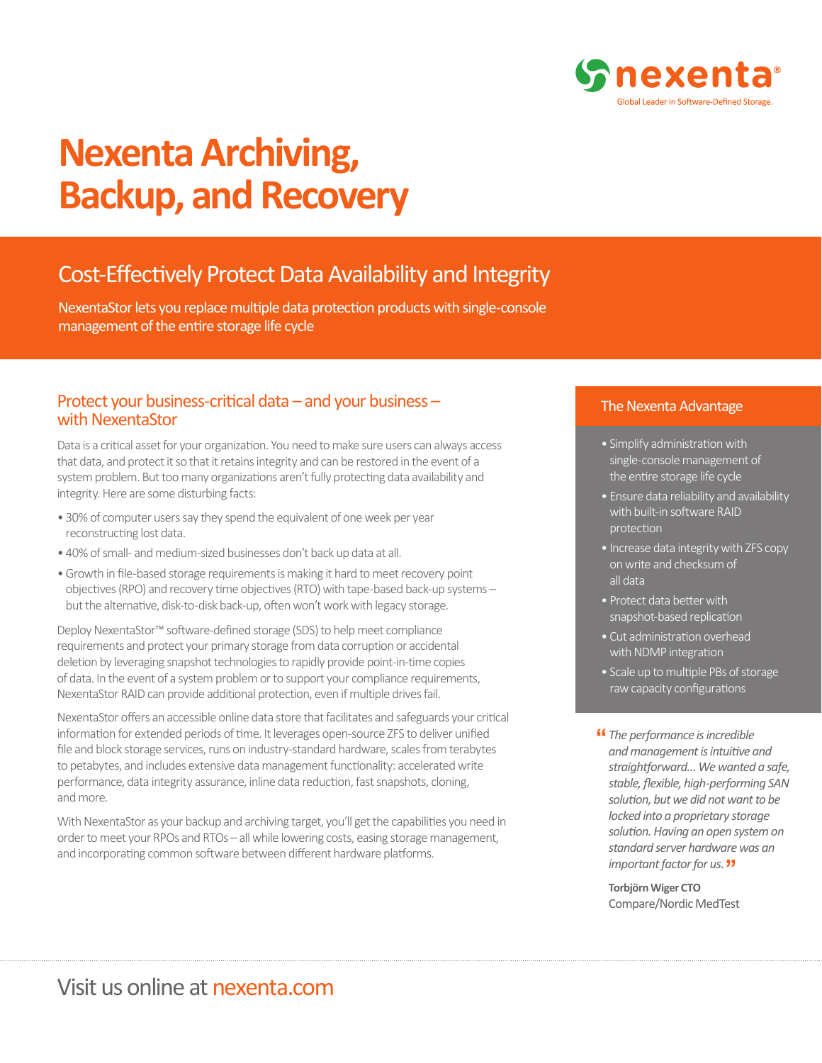nexenta®

Global Leader in Software-Defined Storage.

# Nexenta Archiving, Backup, and Recovery

## Cost-Effectively Protect Data Availability and Integrity

NexentaStor lets you replace multiple data protection products with single-console management of the entire storage life cycle

### Protect your business-critical data – and your business – with NexentaStor

Data is a critical asset for your organization. You need to make sure users can always access that data, and protect it so that it retains integrity and can be restored in the event of a system problem. But too many organizations aren't fully protecting data availability and integrity. Here are some disturbing facts:

- 30% of computer users say they spend the equivalent of one week per year reconstructing lost data.
- 40% of small- and medium-sized businesses don't back up data at all.
- Growth in file-based storage requirements is making it hard to meet recovery point objectives (RPO) and recovery time objectives (RTO) with tape-based back-up systems – but the alternative, disk-to-disk back-up, often won't work with legacy storage.

Deploy NexentaStor™ software-defined storage (SDS) to help meet compliance requirements and protect your primary storage from data corruption or accidental deletion by leveraging snapshot technologies to rapidly provide point-in-time copies of data. In the event of a system problem or to support your compliance requirements, NexentaStor RAID can provide additional protection, even if multiple drives fail.

NexentaStor offers an accessible online data store that facilitates and safeguards your critical information for extended periods of time. It leverages open-source ZFS to deliver unified file and block storage services, runs on industry-standard hardware, scales from terabytes to petabytes, and includes extensive data management functionality: accelerated write performance, data integrity assurance, inline data reduction, fast snapshots, cloning, and more.

With NexentaStor as your backup and archiving target, you'll get the capabilities you need in order to meet your RPOs and RTOs – all while lowering costs, easing storage management, and incorporating common software between different hardware platforms.

### The Nexenta Advantage

- Simplify administration with single-console management of the entire storage life cycle
- Ensure data reliability and availability with built-in software RAID protection
- Increase data integrity with ZFS copy on write and checksum of all data
- Protect data better with snapshot-based replication
- Cut administration overhead with NDMP integration
- Scale up to multiple PBs of storage raw capacity configurations

> *"The performance is incredible and management is intuitive and straightforward... We wanted a safe, stable, flexible, high-performing SAN solution, but we did not want to be locked into a proprietary storage solution. Having an open system on standard server hardware was an important factor for us."*
>
> **Torbjörn Wiger CTO**
> Compare/Nordic MedTest

Visit us online at nexenta.com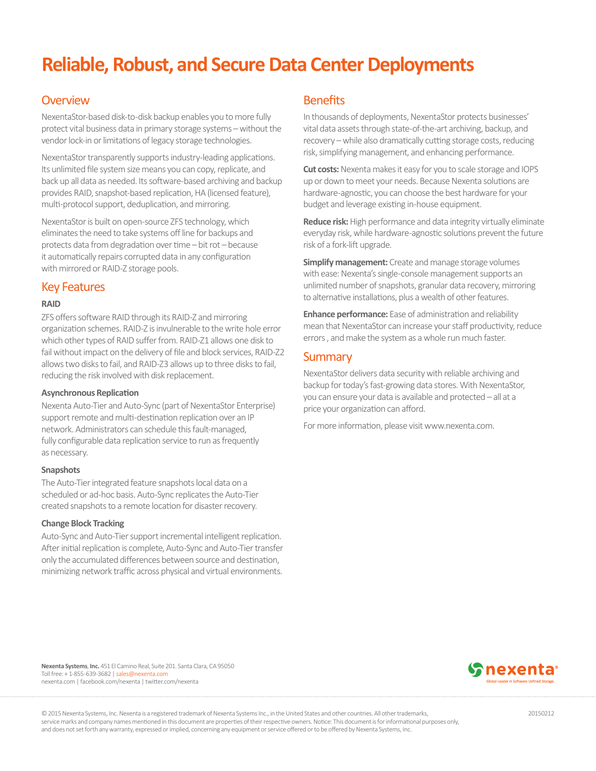# Reliable, Robust, and Secure Data Center Deployments

## Overview

NexentaStor-based disk-to-disk backup enables you to more fully protect vital business data in primary storage systems – without the vendor lock-in or limitations of legacy storage technologies.

NexentaStor transparently supports industry-leading applications. Its unlimited file system size means you can copy, replicate, and back up all data as needed. Its software-based archiving and backup provides RAID, snapshot-based replication, HA (licensed feature), multi-protocol support, deduplication, and mirroring.

NexentaStor is built on open-source ZFS technology, which eliminates the need to take systems off line for backups and protects data from degradation over time – bit rot – because it automatically repairs corrupted data in any configuration with mirrored or RAID-Z storage pools.

## Key Features

### RAID

ZFS offers software RAID through its RAID-Z and mirroring organization schemes. RAID-Z is invulnerable to the write hole error which other types of RAID suffer from. RAID-Z1 allows one disk to fail without impact on the delivery of file and block services, RAID-Z2 allows two disks to fail, and RAID-Z3 allows up to three disks to fail, reducing the risk involved with disk replacement.

### Asynchronous Replication

Nexenta Auto-Tier and Auto-Sync (part of NexentaStor Enterprise) support remote and multi-destination replication over an IP network. Administrators can schedule this fault-managed, fully configurable data replication service to run as frequently as necessary.

### Snapshots

The Auto-Tier integrated feature snapshots local data on a scheduled or ad-hoc basis. Auto-Sync replicates the Auto-Tier created snapshots to a remote location for disaster recovery.

### Change Block Tracking

Auto-Sync and Auto-Tier support incremental intelligent replication. After initial replication is complete, Auto-Sync and Auto-Tier transfer only the accumulated differences between source and destination, minimizing network traffic across physical and virtual environments.

## Benefits

In thousands of deployments, NexentaStor protects businesses' vital data assets through state-of-the-art archiving, backup, and recovery – while also dramatically cutting storage costs, reducing risk, simplifying management, and enhancing performance.

**Cut costs:** Nexenta makes it easy for you to scale storage and IOPS up or down to meet your needs. Because Nexenta solutions are hardware-agnostic, you can choose the best hardware for your budget and leverage existing in-house equipment.

**Reduce risk:** High performance and data integrity virtually eliminate everyday risk, while hardware-agnostic solutions prevent the future risk of a fork-lift upgrade.

**Simplify management:** Create and manage storage volumes with ease: Nexenta's single-console management supports an unlimited number of snapshots, granular data recovery, mirroring to alternative installations, plus a wealth of other features.

**Enhance performance:** Ease of administration and reliability mean that NexentaStor can increase your staff productivity, reduce errors , and make the system as a whole run much faster.

## Summary

NexentaStor delivers data security with reliable archiving and backup for today's fast-growing data stores. With NexentaStor, you can ensure your data is available and protected – all at a price your organization can afford.

For more information, please visit www.nexenta.com.

**Nexenta Systems, Inc.** 451 El Camino Real, Suite 201. Santa Clara, CA 95050
Toll free: + 1-855-639-3682 | sales@nexenta.com
nexenta.com | facebook.com/nexenta | twitter.com/nexenta

nexenta® Global Leader in Software-Defined Storage.

© 2015 Nexenta Systems, Inc. Nexenta is a registered trademark of Nexenta Systems Inc., in the United States and other countries. All other trademarks, service marks and company names mentioned in this document are properties of their respective owners. Notice: This document is for informational purposes only, and does not set forth any warranty, expressed or implied, concerning any equipment or service offered or to be offered by Nexenta Systems, Inc.

20150212